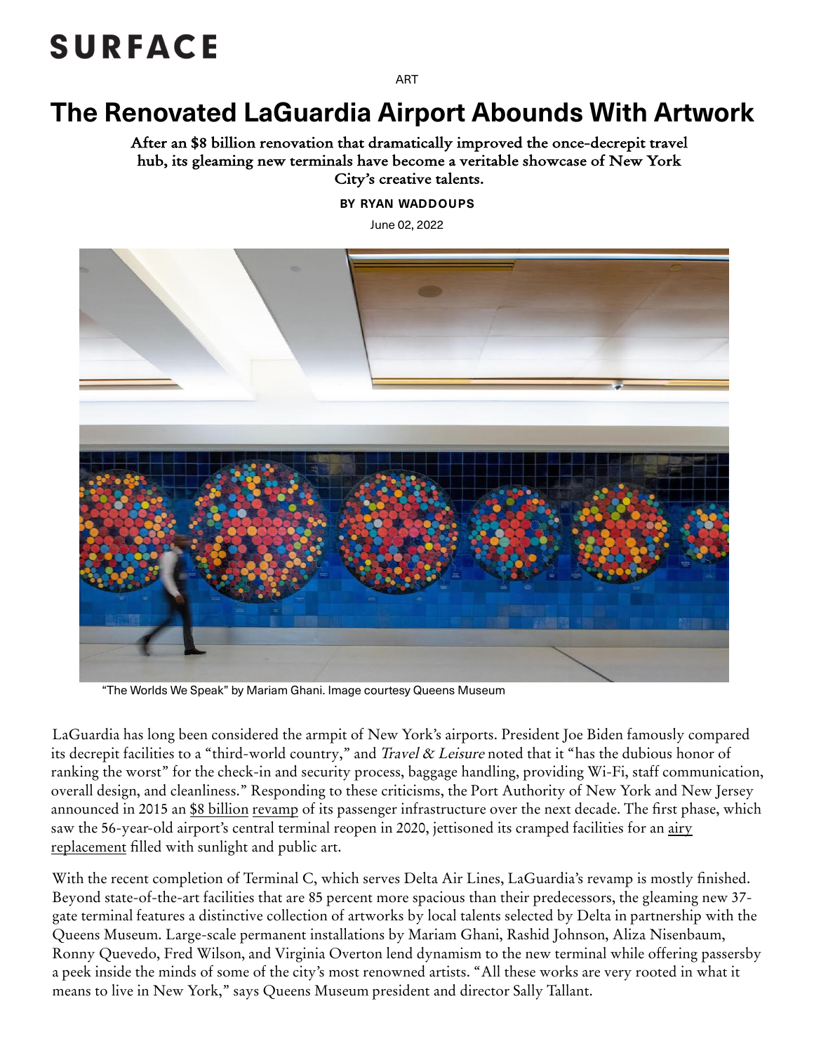SURFACE

ART

# The Renovated LaGuardia Airport Abounds With Artwork

**After an $8 billion renovation that dramatically improved the once-decrepit travel hub, its gleaming new terminals have become a veritable showcase of New York City's creative talents.**

**BY RYAN WADDOUPS**

June 02, 2022

"The Worlds We Speak" by Mariam Ghani. Image courtesy Queens Museum

LaGuardia has long been considered the armpit of New York's airports. President Joe Biden famously compared its decrepit facilities to a "third-world country," and *Travel & Leisure* noted that it "has the dubious honor of ranking the worst" for the check-in and security process, baggage handling, providing Wi-Fi, staff communication, overall design, and cleanliness." Responding to these criticisms, the Port Authority of New York and New Jersey announced in 2015 an $8 billion revamp of its passenger infrastructure over the next decade. The first phase, which saw the 56-year-old airport's central terminal reopen in 2020, jettisoned its cramped facilities for an airy replacement filled with sunlight and public art.

With the recent completion of Terminal C, which serves Delta Air Lines, LaGuardia's revamp is mostly finished. Beyond state-of-the-art facilities that are 85 percent more spacious than their predecessors, the gleaming new 37-gate terminal features a distinctive collection of artworks by local talents selected by Delta in partnership with the Queens Museum. Large-scale permanent installations by Mariam Ghani, Rashid Johnson, Aliza Nisenbaum, Ronny Quevedo, Fred Wilson, and Virginia Overton lend dynamism to the new terminal while offering passersby a peek inside the minds of some of the city's most renowned artists. "All these works are very rooted in what it means to live in New York," says Queens Museum president and director Sally Tallant.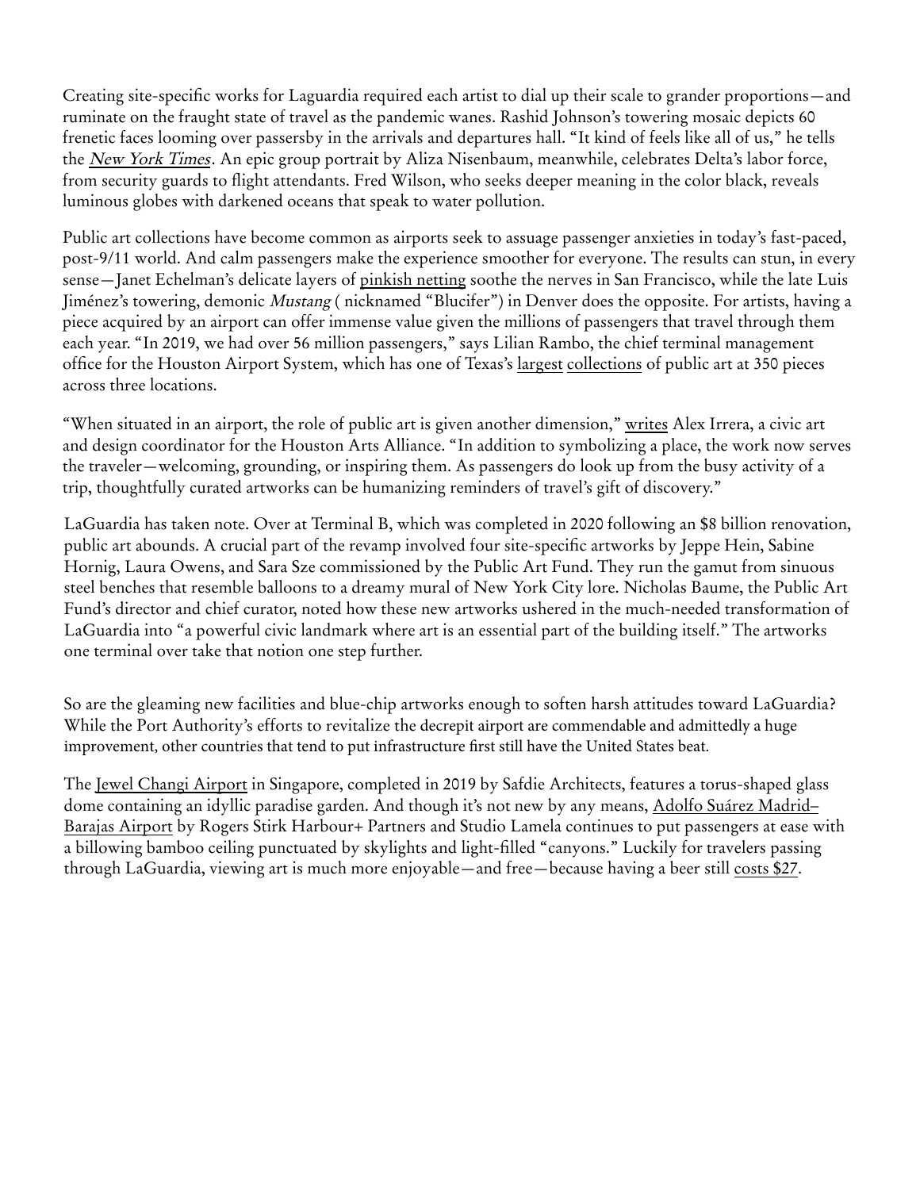Creating site-specific works for Laguardia required each artist to dial up their scale to grander proportions—and ruminate on the fraught state of travel as the pandemic wanes. Rashid Johnson's towering mosaic depicts 60 frenetic faces looming over passersby in the arrivals and departures hall. "It kind of feels like all of us," he tells the *New York Times*. An epic group portrait by Aliza Nisenbaum, meanwhile, celebrates Delta's labor force, from security guards to flight attendants. Fred Wilson, who seeks deeper meaning in the color black, reveals luminous globes with darkened oceans that speak to water pollution.

Public art collections have become common as airports seek to assuage passenger anxieties in today's fast-paced, post-9/11 world. And calm passengers make the experience smoother for everyone. The results can stun, in every sense—Janet Echelman's delicate layers of pinkish netting soothe the nerves in San Francisco, while the late Luis Jiménez's towering, demonic *Mustang* ( nicknamed "Blucifer") in Denver does the opposite. For artists, having a piece acquired by an airport can offer immense value given the millions of passengers that travel through them each year. "In 2019, we had over 56 million passengers," says Lilian Rambo, the chief terminal management office for the Houston Airport System, which has one of Texas's largest collections of public art at 350 pieces across three locations.

"When situated in an airport, the role of public art is given another dimension," writes Alex Irrera, a civic art and design coordinator for the Houston Arts Alliance. "In addition to symbolizing a place, the work now serves the traveler—welcoming, grounding, or inspiring them. As passengers do look up from the busy activity of a trip, thoughtfully curated artworks can be humanizing reminders of travel's gift of discovery."

LaGuardia has taken note. Over at Terminal B, which was completed in 2020 following an $8 billion renovation, public art abounds. A crucial part of the revamp involved four site-specific artworks by Jeppe Hein, Sabine Hornig, Laura Owens, and Sara Sze commissioned by the Public Art Fund. They run the gamut from sinuous steel benches that resemble balloons to a dreamy mural of New York City lore. Nicholas Baume, the Public Art Fund's director and chief curator, noted how these new artworks ushered in the much-needed transformation of LaGuardia into "a powerful civic landmark where art is an essential part of the building itself." The artworks one terminal over take that notion one step further.

So are the gleaming new facilities and blue-chip artworks enough to soften harsh attitudes toward LaGuardia? While the Port Authority's efforts to revitalize the decrepit airport are commendable and admittedly a huge improvement, other countries that tend to put infrastructure first still have the United States beat.

The Jewel Changi Airport in Singapore, completed in 2019 by Safdie Architects, features a torus-shaped glass dome containing an idyllic paradise garden. And though it's not new by any means, Adolfo Suárez Madrid–Barajas Airport by Rogers Stirk Harbour+ Partners and Studio Lamela continues to put passengers at ease with a billowing bamboo ceiling punctuated by skylights and light-filled "canyons." Luckily for travelers passing through LaGuardia, viewing art is much more enjoyable—and free—because having a beer still costs $27.